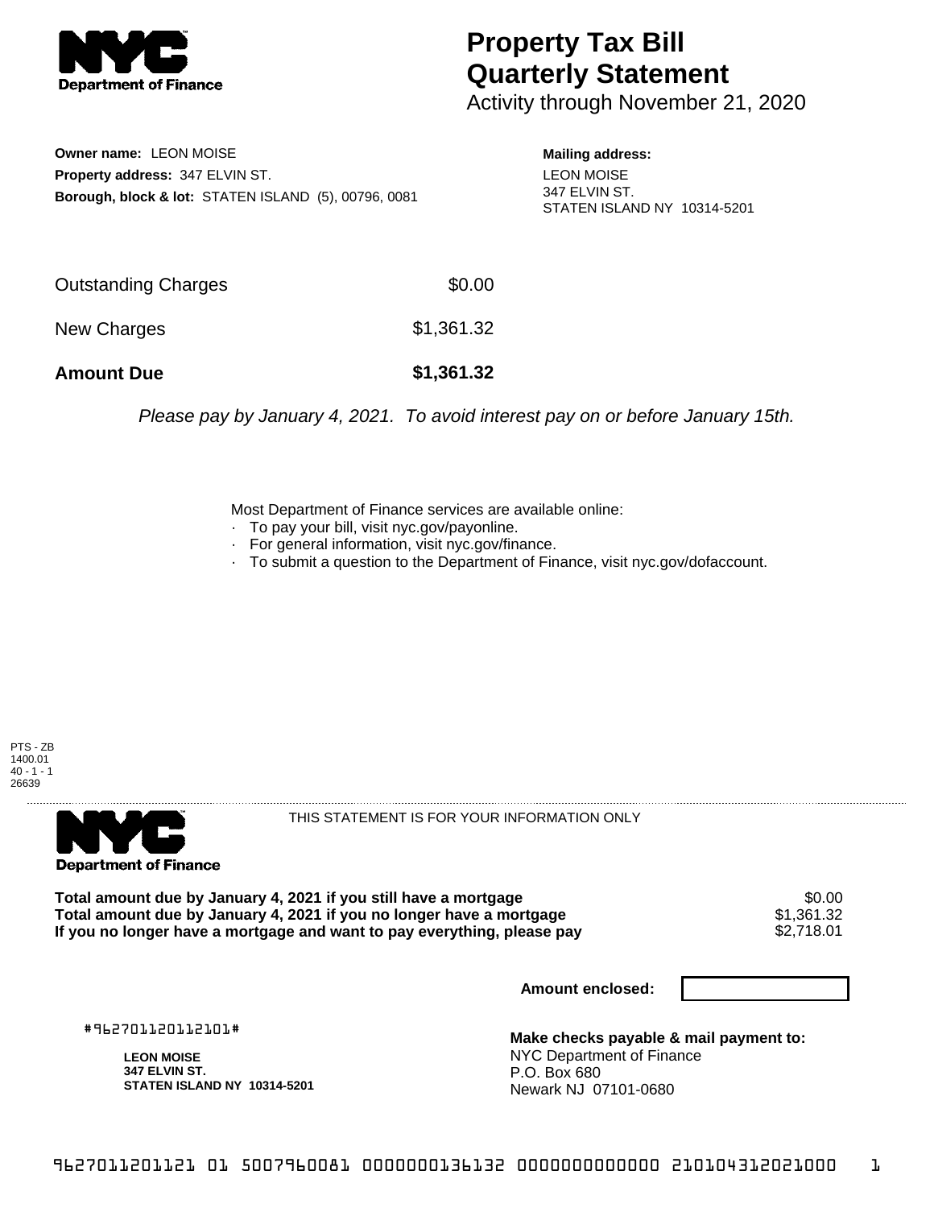# Property Tax Bill Quarterly Statement

Activity through November 21, 2020

**Owner name:** LEON MOISE
**Property address:** 347 ELVIN ST.
**Borough, block & lot:** STATEN ISLAND (5), 00796, 0081

**Mailing address:**
LEON MOISE
347 ELVIN ST.
STATEN ISLAND NY 10314-5201

| | |
|---|---|
| Outstanding Charges | $0.00 |
| New Charges | $1,361.32 |
| **Amount Due** | **$1,361.32** |

*Please pay by January 4, 2021. To avoid interest pay on or before January 15th.*

Most Department of Finance services are available online:
- To pay your bill, visit nyc.gov/payonline.
- For general information, visit nyc.gov/finance.
- To submit a question to the Department of Finance, visit nyc.gov/dofaccount.

PTS - ZB
1400.01
40 - 1 - 1
26639

THIS STATEMENT IS FOR YOUR INFORMATION ONLY

| | |
|---|---|
| **Total amount due by January 4, 2021 if you still have a mortgage** | $0.00 |
| **Total amount due by January 4, 2021 if you no longer have a mortgage** | $1,361.32 |
| **If you no longer have a mortgage and want to pay everything, please pay** | $2,718.01 |

**Amount enclosed:**

#962701120112101#

**LEON MOISE**
**347 ELVIN ST.**
**STATEN ISLAND NY 10314-5201**

**Make checks payable & mail payment to:**
NYC Department of Finance
P.O. Box 680
Newark NJ 07101-0680

9627011201121 01 5007960081 0000000136132 0000000000000 210104312021000 1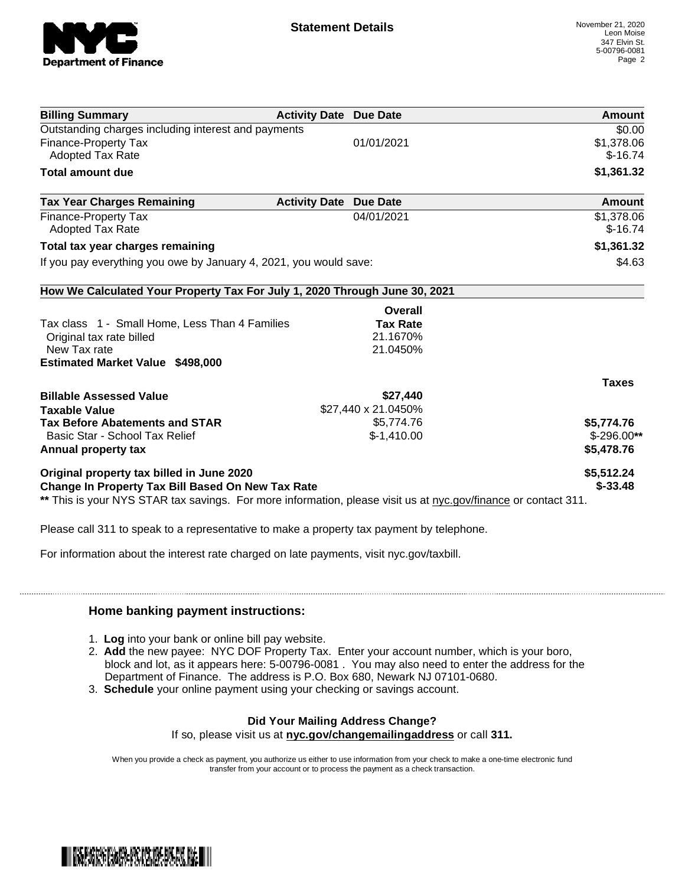## Statement Details

November 21, 2020
Leon Moise
347 Elvin St.
5-00796-0081

| Billing Summary | Activity Date | Due Date | Amount |
|---|---|---|---|
| Outstanding charges including interest and payments | | | $0.00 |
| Finance-Property Tax | | 01/01/2021 | $1,378.06 |
| Adopted Tax Rate | | | $-16.74 |
| **Total amount due** | | | **$1,361.32** |

| Tax Year Charges Remaining | Activity Date | Due Date | Amount |
|---|---|---|---|
| Finance-Property Tax | | 04/01/2021 | $1,378.06 |
| Adopted Tax Rate | | | $-16.74 |
| **Total tax year charges remaining** | | | **$1,361.32** |
| If you pay everything you owe by January 4, 2021, you would save: | | | $4.63 |

**How We Calculated Your Property Tax For July 1, 2020 Through June 30, 2021**

| | Overall Tax Rate | Taxes |
|---|---|---|
| Tax class 1 - Small Home, Less Than 4 Families | | |
| Original tax rate billed | 21.1670% | |
| New Tax rate | 21.0450% | |
| **Estimated Market Value $498,000** | | |
| **Billable Assessed Value** | **$27,440** | |
| **Taxable Value** | $27,440 x 21.0450% | |
| **Tax Before Abatements and STAR** | $5,774.76 | **$5,774.76** |
| Basic Star - School Tax Relief | $-1,410.00 | $-296.00** |
| **Annual property tax** | | **$5,478.76** |
| **Original property tax billed in June 2020** | | **$5,512.24** |
| **Change In Property Tax Bill Based On New Tax Rate** | | **$-33.48** |

** This is your NYS STAR tax savings. For more information, please visit us at nyc.gov/finance or contact 311.

Please call 311 to speak to a representative to make a property tax payment by telephone.

For information about the interest rate charged on late payments, visit nyc.gov/taxbill.

### Home banking payment instructions:

1. **Log** into your bank or online bill pay website.
2. **Add** the new payee: NYC DOF Property Tax. Enter your account number, which is your boro, block and lot, as it appears here: 5-00796-0081 . You may also need to enter the address for the Department of Finance. The address is P.O. Box 680, Newark NJ 07101-0680.
3. **Schedule** your online payment using your checking or savings account.

**Did Your Mailing Address Change?**
If so, please visit us at **nyc.gov/changemailingaddress** or call **311.**

When you provide a check as payment, you authorize us either to use information from your check to make a one-time electronic fund transfer from your account or to process the payment as a check transaction.